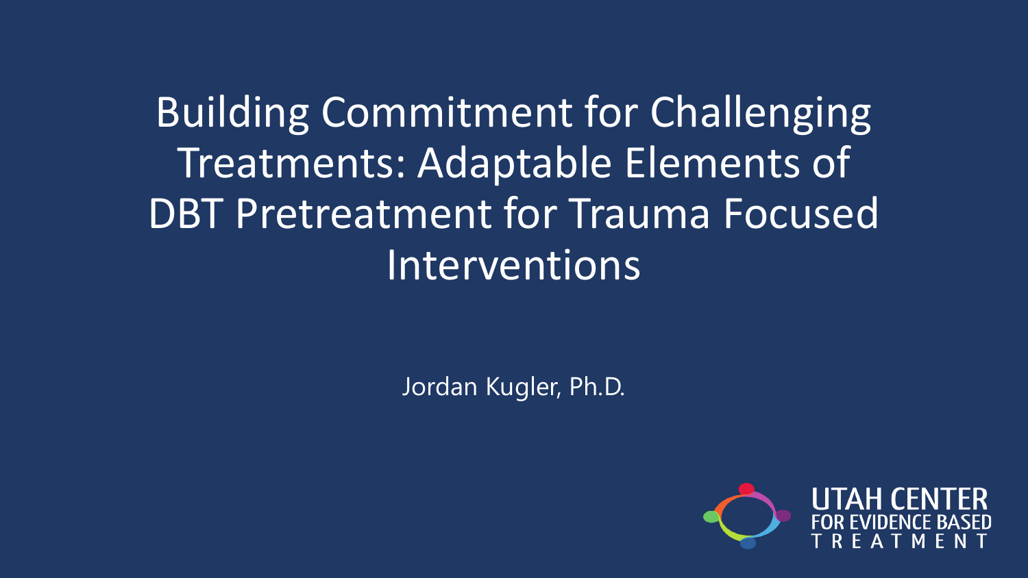# Building Commitment for Challenging Treatments: Adaptable Elements of DBT Pretreatment for Trauma Focused Interventions

Jordan Kugler, Ph.D.

UTAH CENTER FOR EVIDENCE BASED TREATMENT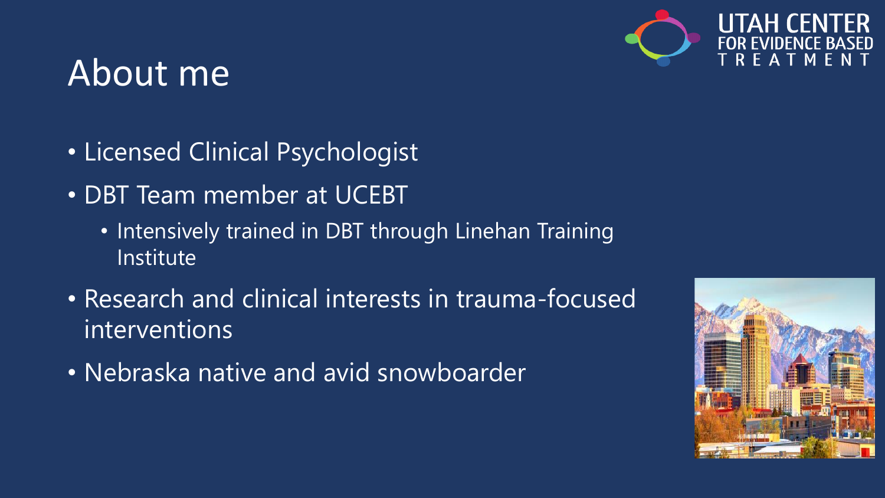# About me

- Licensed Clinical Psychologist
- DBT Team member at UCEBT
  - Intensively trained in DBT through Linehan Training Institute
- Research and clinical interests in trauma-focused interventions
- Nebraska native and avid snowboarder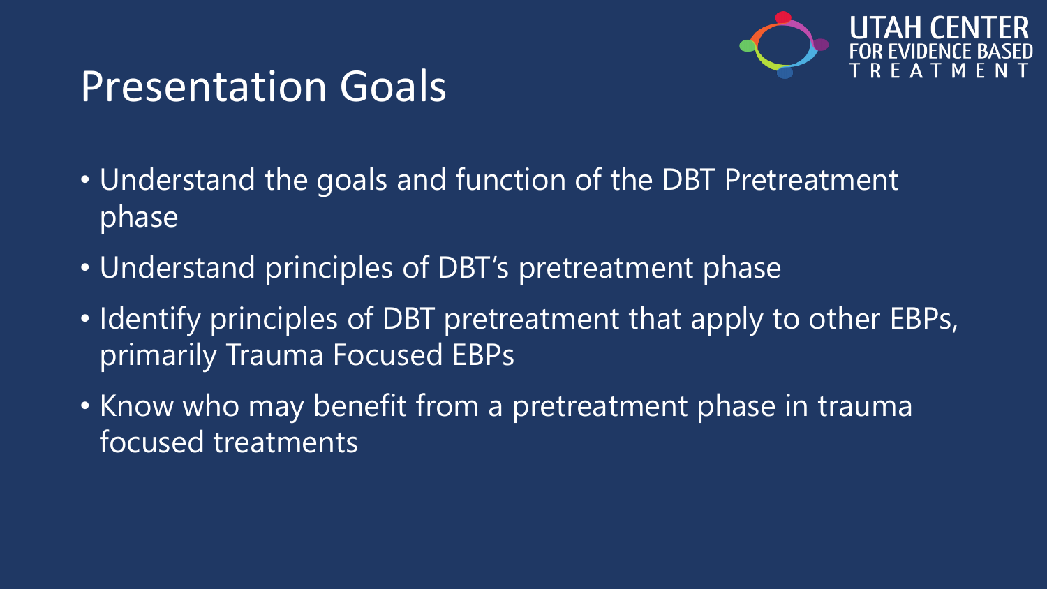# Presentation Goals

- Understand the goals and function of the DBT Pretreatment phase
- Understand principles of DBT's pretreatment phase
- Identify principles of DBT pretreatment that apply to other EBPs, primarily Trauma Focused EBPs
- Know who may benefit from a pretreatment phase in trauma focused treatments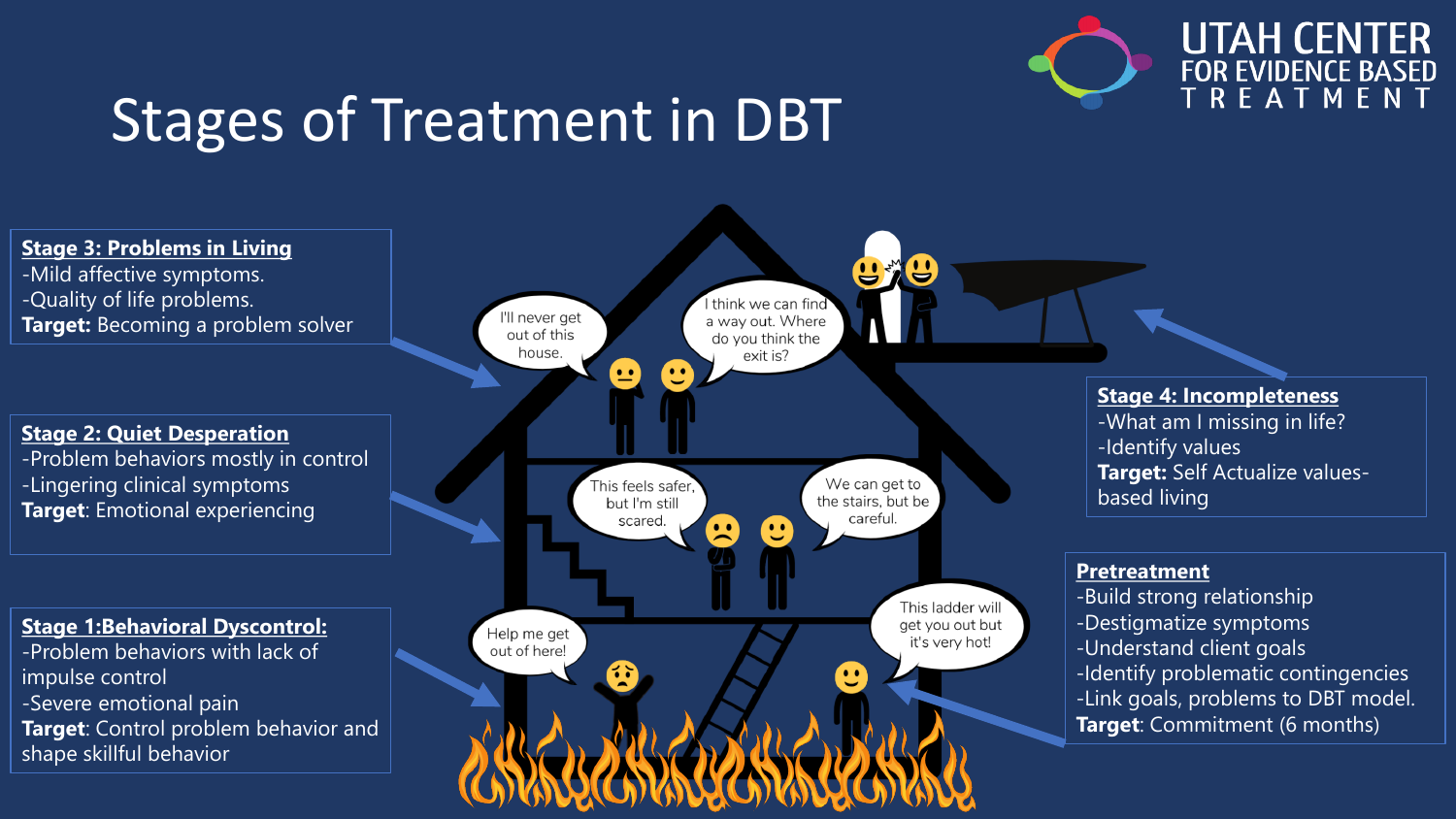# Stages of Treatment in DBT

UTAH CENTER FOR EVIDENCE BASED TREATMENT

**Stage 3: Problems in Living**
- Mild affective symptoms.
- Quality of life problems.

**Target:** Becoming a problem solver

**Stage 2: Quiet Desperation**
- Problem behaviors mostly in control
- Lingering clinical symptoms

**Target**: Emotional experiencing

**Stage 1:Behavioral Dyscontrol:**
- Problem behaviors with lack of impulse control
- Severe emotional pain

**Target**: Control problem behavior and shape skillful behavior

I'll never get out of this house.

I think we can find a way out. Where do you think the exit is?

This feels safer, but I'm still scared.

We can get to the stairs, but be careful.

Help me get out of here!

This ladder will get you out but it's very hot!

**Stage 4: Incompleteness**
- What am I missing in life?
- Identify values

**Target:** Self Actualize values-based living

**Pretreatment**
- Build strong relationship
- Destigmatize symptoms
- Understand client goals
- Identify problematic contingencies
- Link goals, problems to DBT model.

**Target**: Commitment (6 months)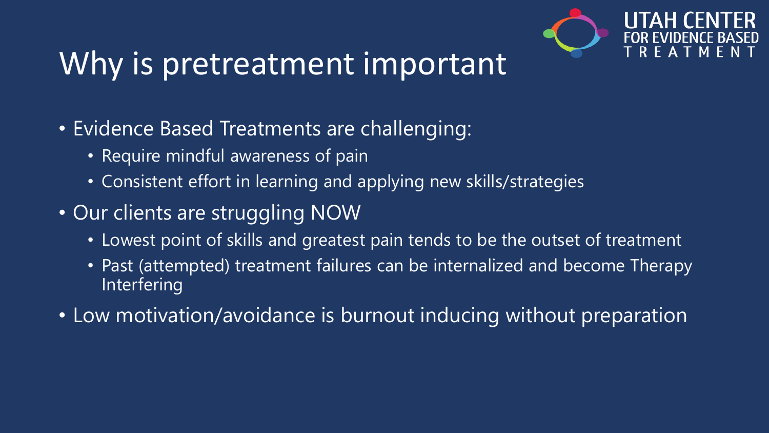# Why is pretreatment important

- Evidence Based Treatments are challenging:
  - Require mindful awareness of pain
  - Consistent effort in learning and applying new skills/strategies
- Our clients are struggling NOW
  - Lowest point of skills and greatest pain tends to be the outset of treatment
  - Past (attempted) treatment failures can be internalized and become Therapy Interfering
- Low motivation/avoidance is burnout inducing without preparation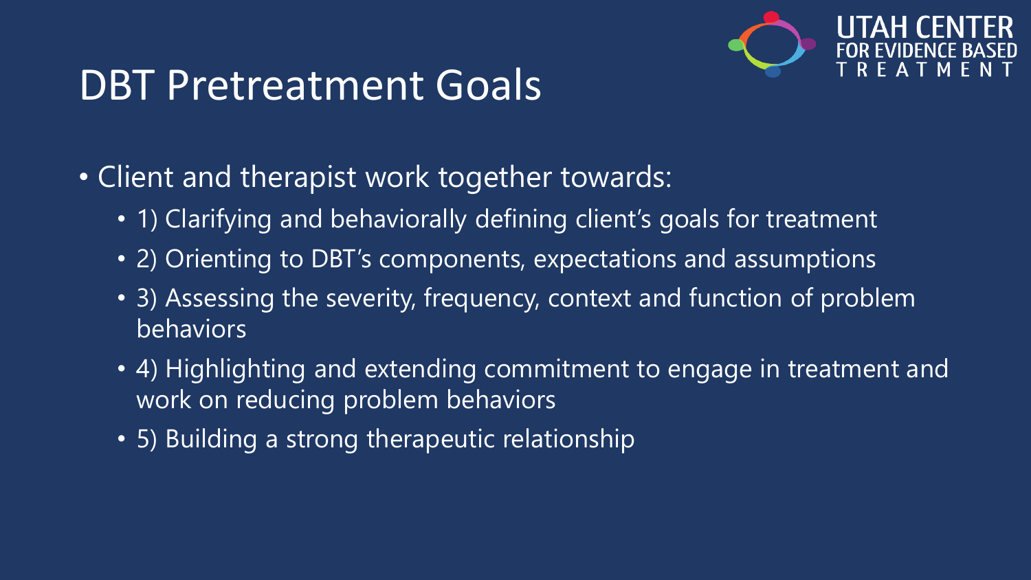# DBT Pretreatment Goals

- Client and therapist work together towards:
  - 1) Clarifying and behaviorally defining client's goals for treatment
  - 2) Orienting to DBT's components, expectations and assumptions
  - 3) Assessing the severity, frequency, context and function of problem behaviors
  - 4) Highlighting and extending commitment to engage in treatment and work on reducing problem behaviors
  - 5) Building a strong therapeutic relationship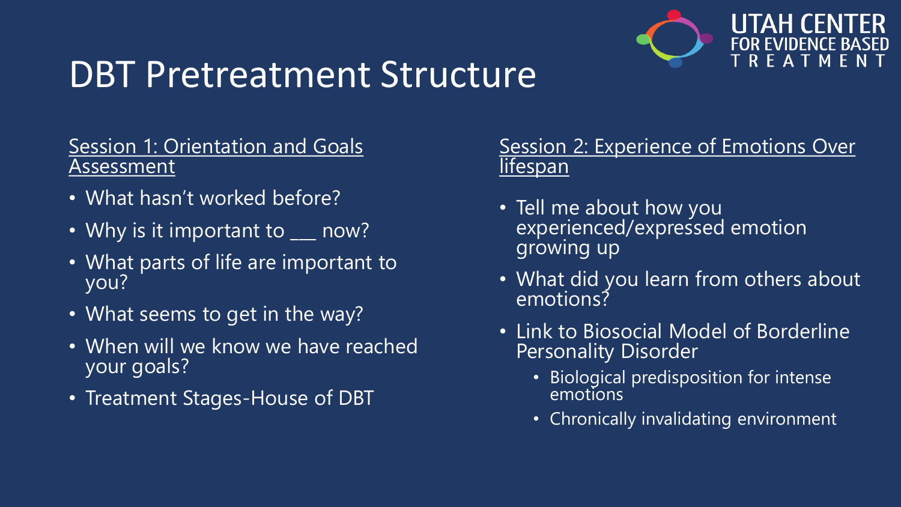# DBT Pretreatment Structure

UTAH CENTER FOR EVIDENCE BASED TREATMENT

## Session 1: Orientation and Goals Assessment

- What hasn't worked before?
- Why is it important to ___ now?
- What parts of life are important to you?
- What seems to get in the way?
- When will we know we have reached your goals?
- Treatment Stages-House of DBT

## Session 2: Experience of Emotions Over lifespan

- Tell me about how you experienced/expressed emotion growing up
- What did you learn from others about emotions?
- Link to Biosocial Model of Borderline Personality Disorder
  - Biological predisposition for intense emotions
  - Chronically invalidating environment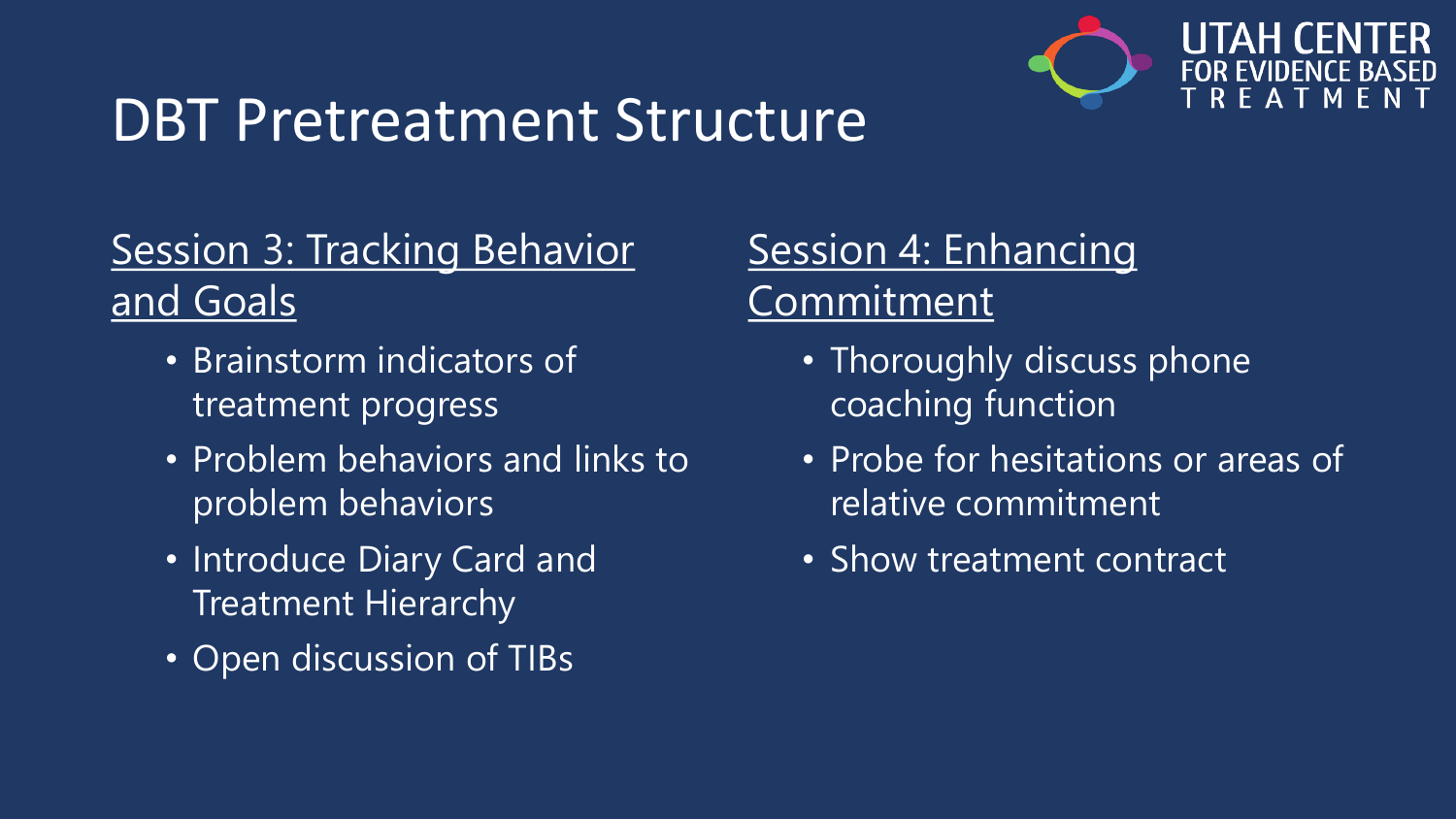# DBT Pretreatment Structure

## Session 3: Tracking Behavior and Goals

- Brainstorm indicators of treatment progress
- Problem behaviors and links to problem behaviors
- Introduce Diary Card and Treatment Hierarchy
- Open discussion of TIBs

## Session 4: Enhancing Commitment

- Thoroughly discuss phone coaching function
- Probe for hesitations or areas of relative commitment
- Show treatment contract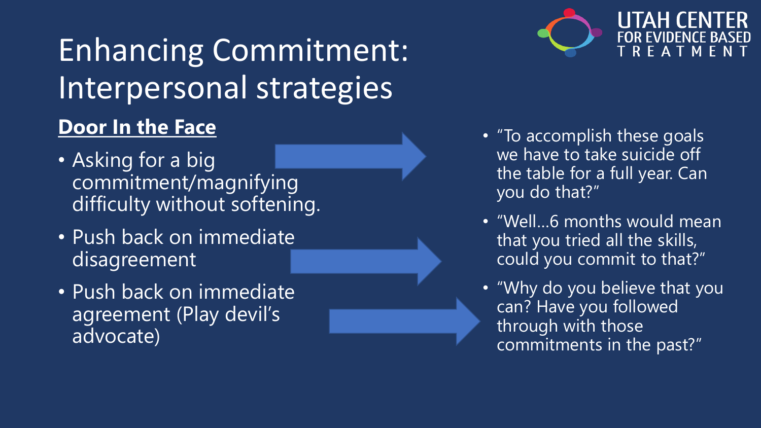# Enhancing Commitment: Interpersonal strategies

## Door In the Face

- Asking for a big commitment/magnifying difficulty without softening.
- Push back on immediate disagreement
- Push back on immediate agreement (Play devil's advocate)

- "To accomplish these goals we have to take suicide off the table for a full year. Can you do that?"
- "Well…6 months would mean that you tried all the skills, could you commit to that?"
- "Why do you believe that you can? Have you followed through with those commitments in the past?"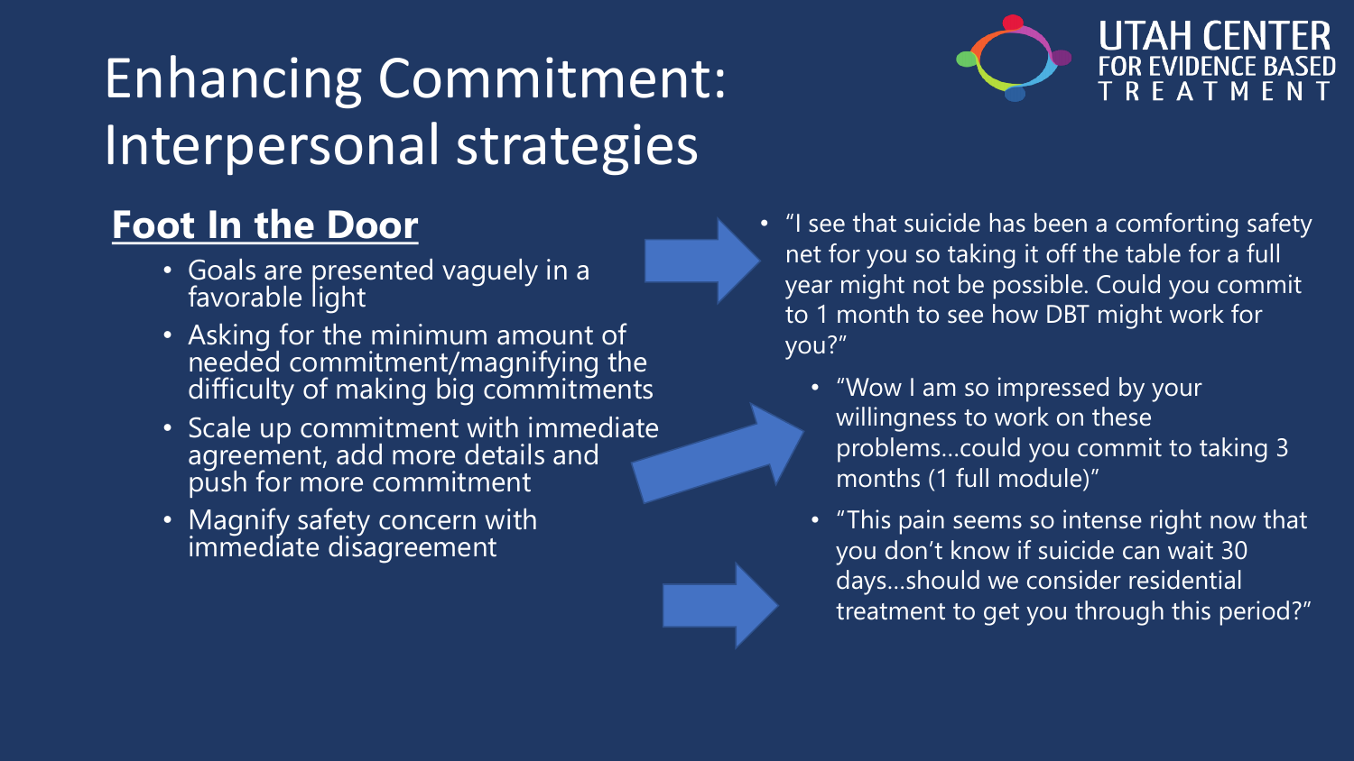# Enhancing Commitment: Interpersonal strategies

UTAH CENTER FOR EVIDENCE BASED TREATMENT

## Foot In the Door

- Goals are presented vaguely in a favorable light
- Asking for the minimum amount of needed commitment/magnifying the difficulty of making big commitments
- Scale up commitment with immediate agreement, add more details and push for more commitment
- Magnify safety concern with immediate disagreement

- "I see that suicide has been a comforting safety net for you so taking it off the table for a full year might not be possible. Could you commit to 1 month to see how DBT might work for you?"
  - "Wow I am so impressed by your willingness to work on these problems…could you commit to taking 3 months (1 full module)"
  - "This pain seems so intense right now that you don't know if suicide can wait 30 days…should we consider residential treatment to get you through this period?"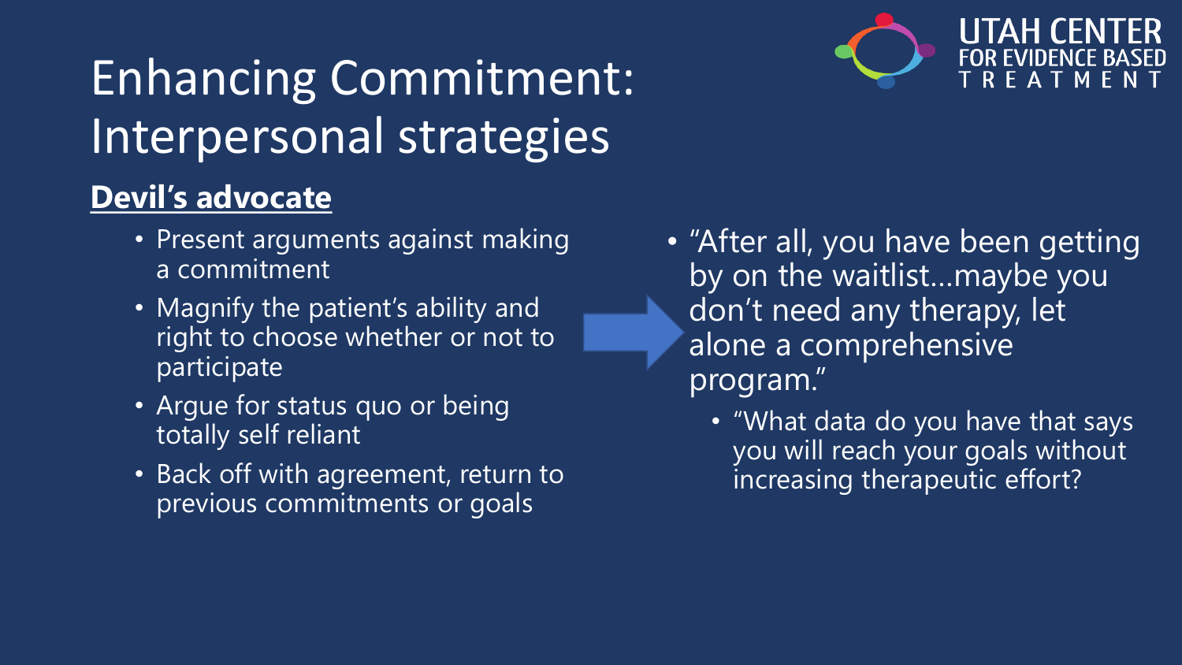# Enhancing Commitment: Interpersonal strategies

UTAH CENTER FOR EVIDENCE BASED TREATMENT

## **Devil's advocate**

- Present arguments against making a commitment
- Magnify the patient's ability and right to choose whether or not to participate
- Argue for status quo or being totally self reliant
- Back off with agreement, return to previous commitments or goals

- "After all, you have been getting by on the waitlist…maybe you don't need any therapy, let alone a comprehensive program."
  - "What data do you have that says you will reach your goals without increasing therapeutic effort?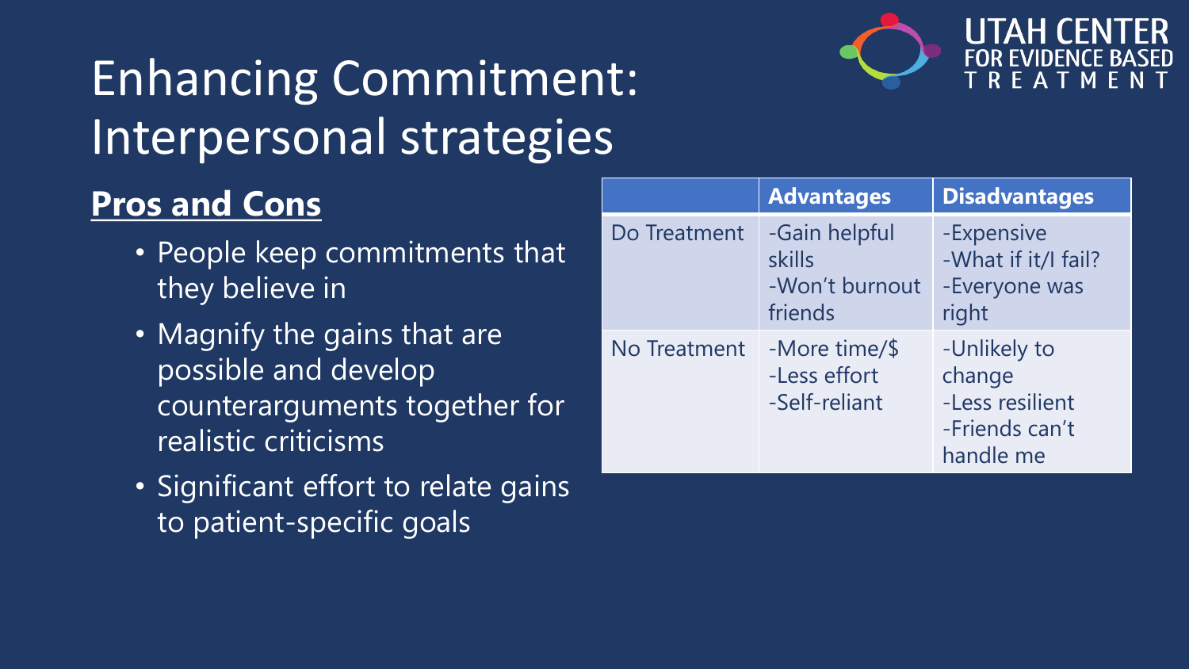# Enhancing Commitment: Interpersonal strategies

UTAH CENTER FOR EVIDENCE BASED TREATMENT

## **Pros and Cons**

- People keep commitments that they believe in
- Magnify the gains that are possible and develop counterarguments together for realistic criticisms
- Significant effort to relate gains to patient-specific goals

| | **Advantages** | **Disadvantages** |
|---|---|---|
| Do Treatment | -Gain helpful skills<br>-Won't burnout friends | -Expensive<br>-What if it/I fail?<br>-Everyone was right |
| No Treatment | -More time/$<br>-Less effort<br>-Self-reliant | -Unlikely to change<br>-Less resilient<br>-Friends can't handle me |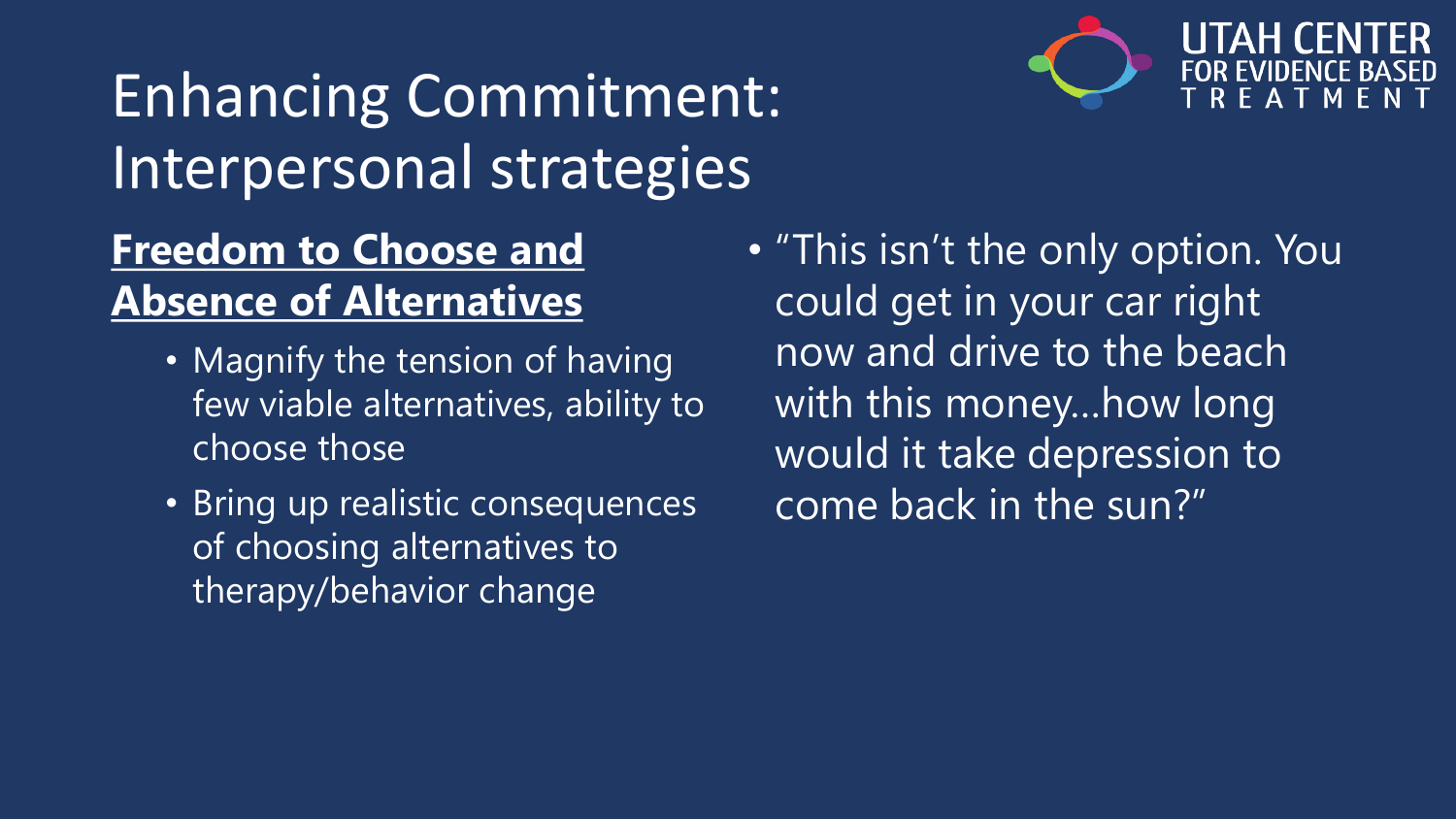# Enhancing Commitment: Interpersonal strategies

## **Freedom to Choose and Absence of Alternatives**

- Magnify the tension of having few viable alternatives, ability to choose those
- Bring up realistic consequences of choosing alternatives to therapy/behavior change

- "This isn't the only option. You could get in your car right now and drive to the beach with this money…how long would it take depression to come back in the sun?"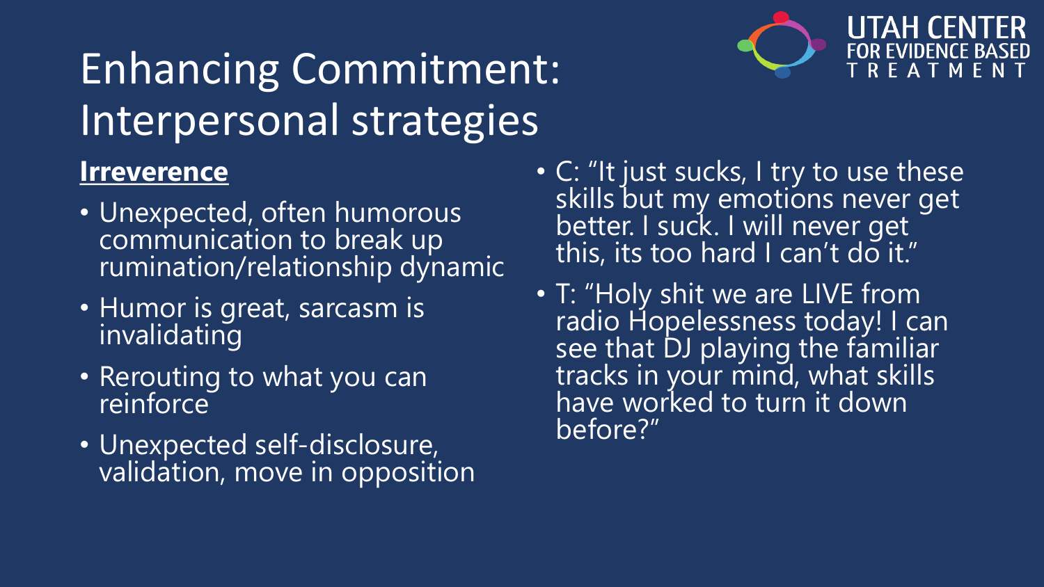# Enhancing Commitment: Interpersonal strategies

UTAH CENTER FOR EVIDENCE BASED TREATMENT

**Irreverence**

- Unexpected, often humorous communication to break up rumination/relationship dynamic
- Humor is great, sarcasm is invalidating
- Rerouting to what you can reinforce
- Unexpected self-disclosure, validation, move in opposition

- C: "It just sucks, I try to use these skills but my emotions never get better. I suck. I will never get this, its too hard I can't do it."
- T: "Holy shit we are LIVE from radio Hopelessness today! I can see that DJ playing the familiar tracks in your mind, what skills have worked to turn it down before?"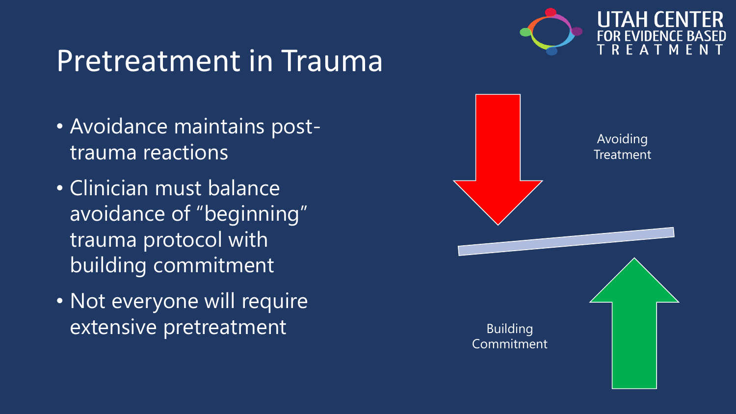# Pretreatment in Trauma

- Avoidance maintains post-trauma reactions
- Clinician must balance avoidance of "beginning" trauma protocol with building commitment
- Not everyone will require extensive pretreatment

Avoiding Treatment

Building Commitment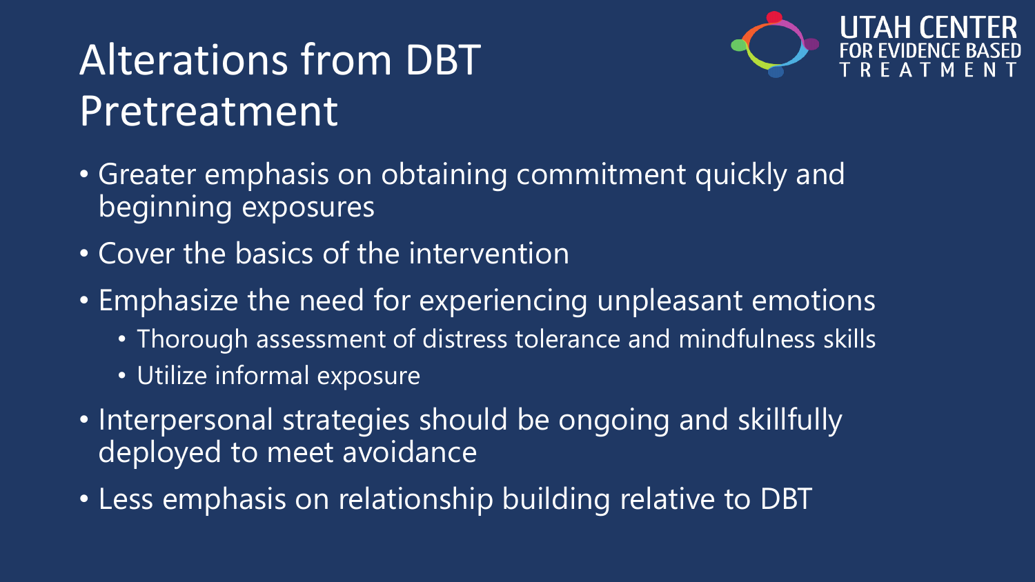# Alterations from DBT Pretreatment

- Greater emphasis on obtaining commitment quickly and beginning exposures
- Cover the basics of the intervention
- Emphasize the need for experiencing unpleasant emotions
  - Thorough assessment of distress tolerance and mindfulness skills
  - Utilize informal exposure
- Interpersonal strategies should be ongoing and skillfully deployed to meet avoidance
- Less emphasis on relationship building relative to DBT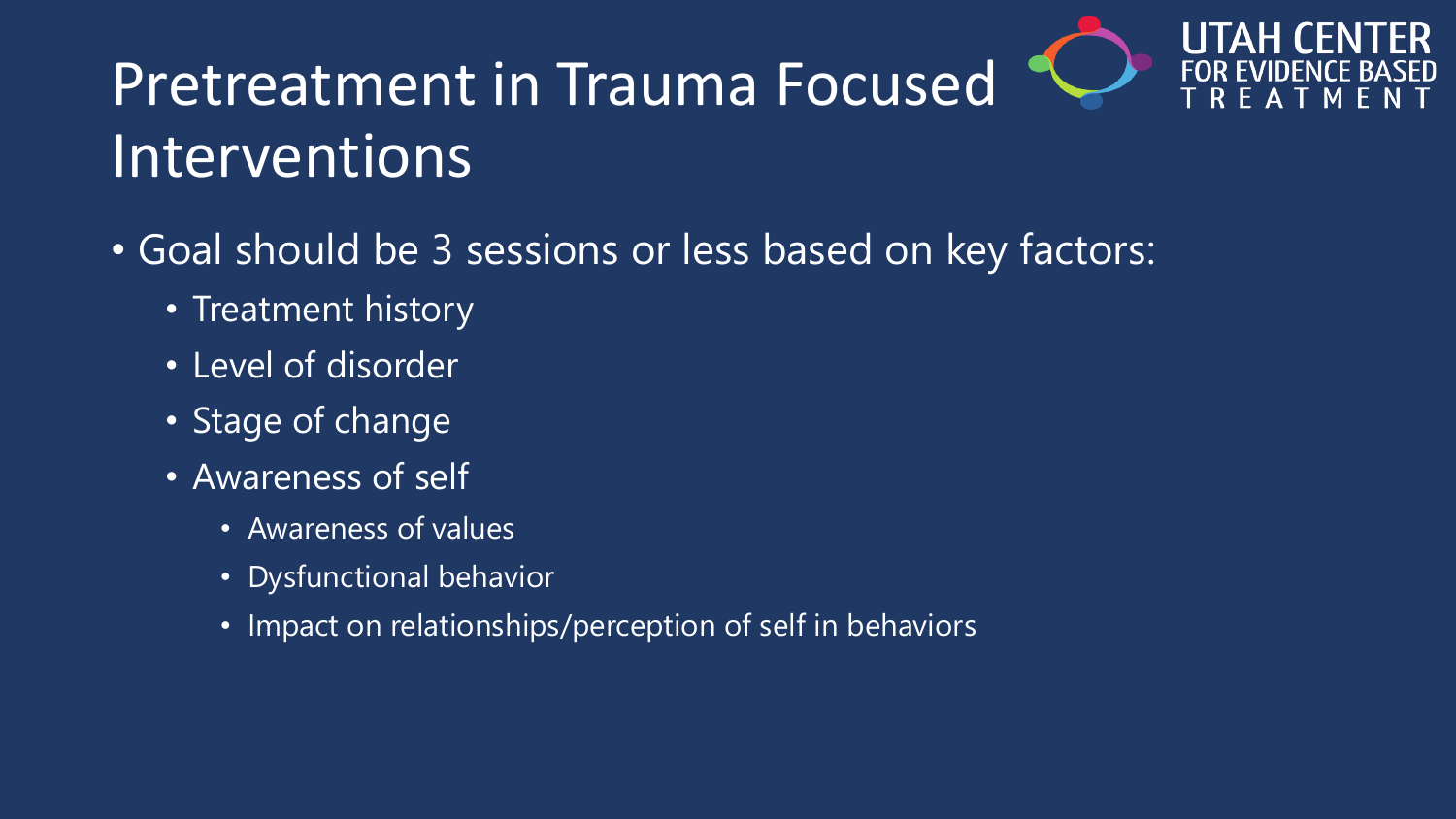# Pretreatment in Trauma Focused Interventions

- Goal should be 3 sessions or less based on key factors:
  - Treatment history
  - Level of disorder
  - Stage of change
  - Awareness of self
    - Awareness of values
    - Dysfunctional behavior
    - Impact on relationships/perception of self in behaviors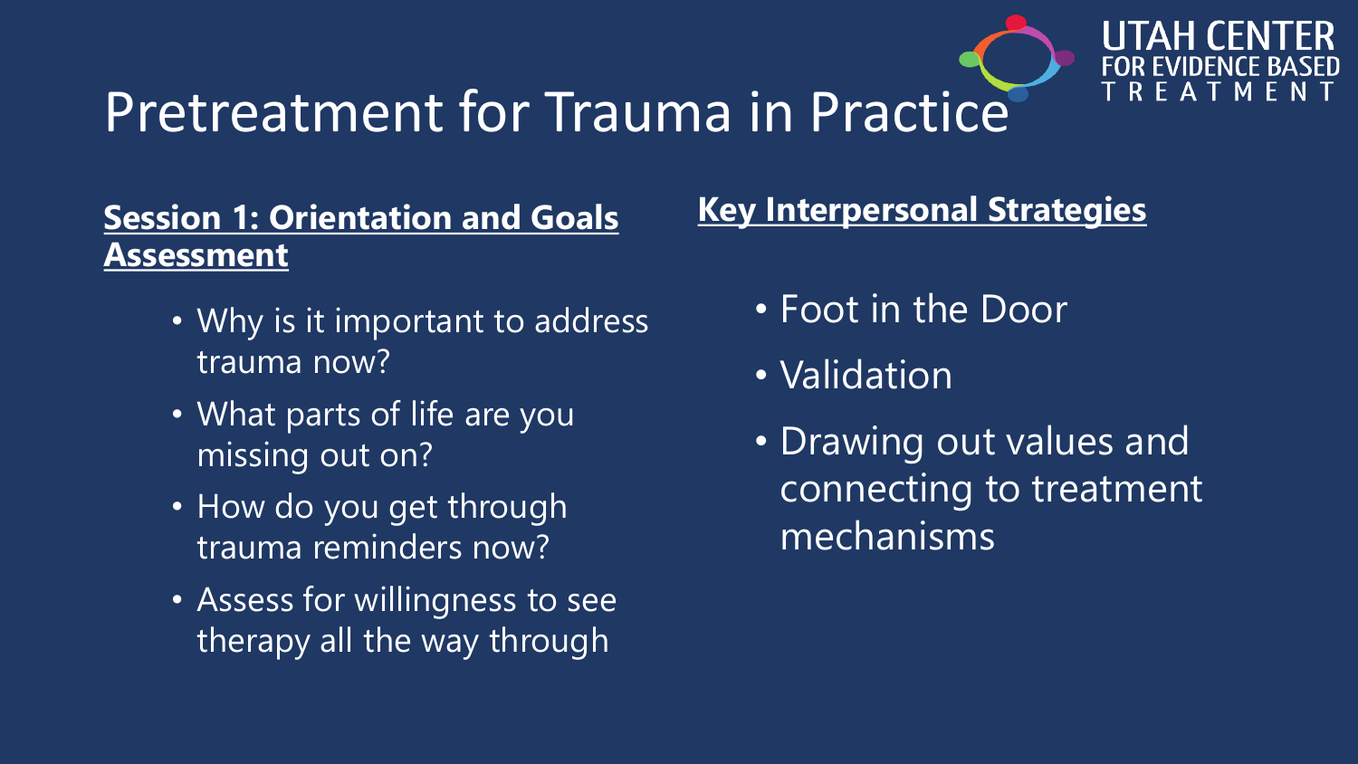# Pretreatment for Trauma in Practice

**Session 1: Orientation and Goals Assessment**

- Why is it important to address trauma now?
- What parts of life are you missing out on?
- How do you get through trauma reminders now?
- Assess for willingness to see therapy all the way through

**Key Interpersonal Strategies**

- Foot in the Door
- Validation
- Drawing out values and connecting to treatment mechanisms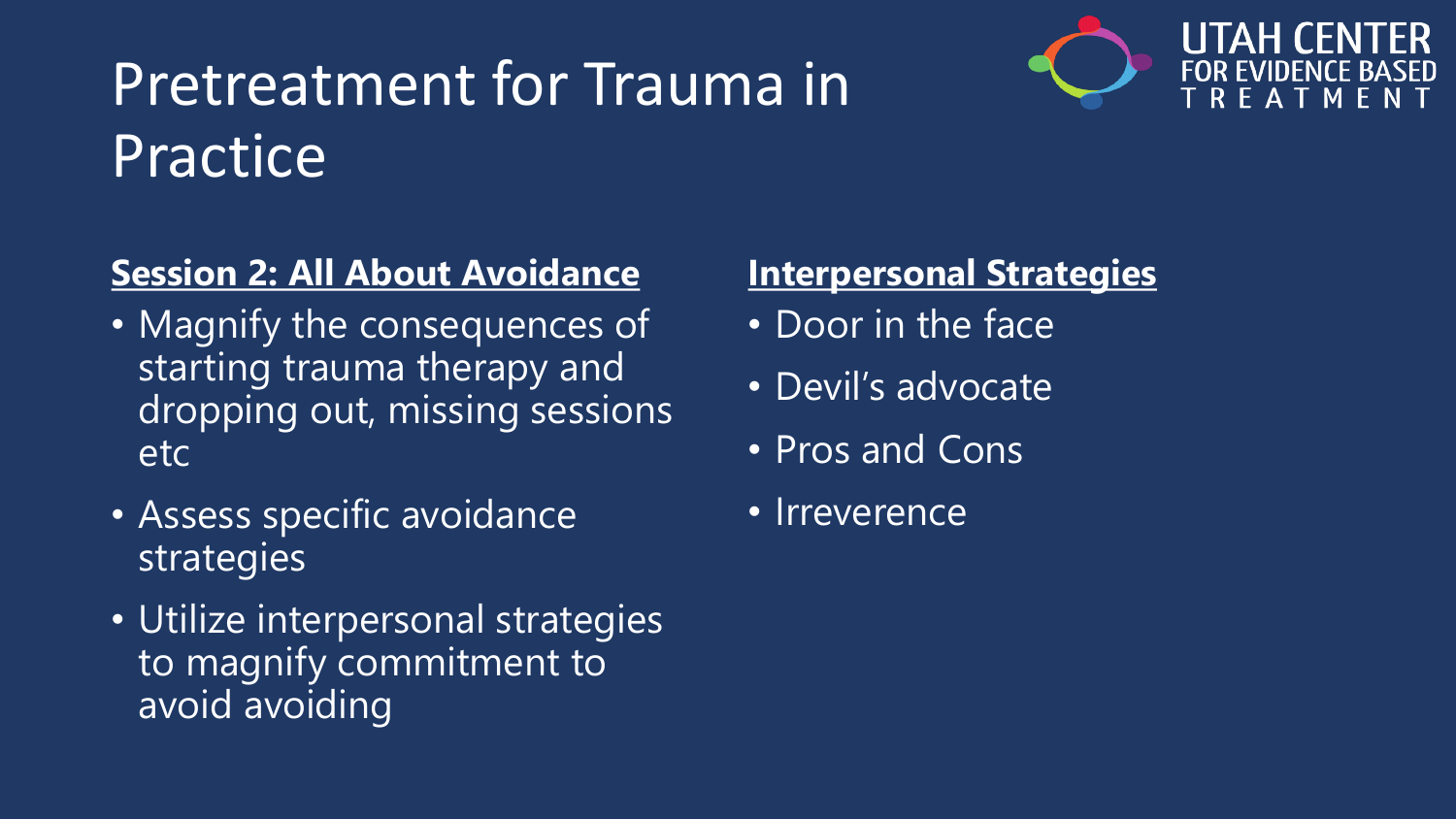# Pretreatment for Trauma in Practice

UTAH CENTER FOR EVIDENCE BASED TREATMENT

**Session 2: All About Avoidance**

- Magnify the consequences of starting trauma therapy and dropping out, missing sessions etc
- Assess specific avoidance strategies
- Utilize interpersonal strategies to magnify commitment to avoid avoiding

**Interpersonal Strategies**

- Door in the face
- Devil's advocate
- Pros and Cons
- Irreverence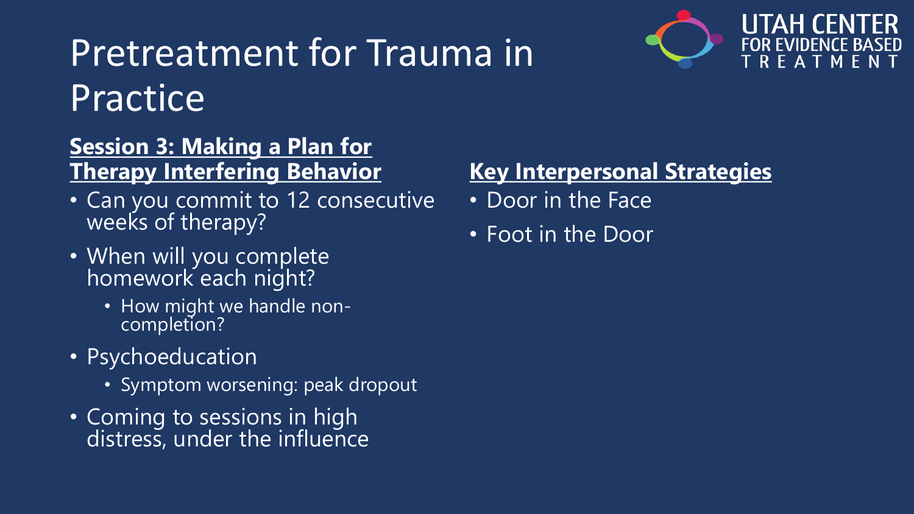# Pretreatment for Trauma in Practice

UTAH CENTER FOR EVIDENCE BASED TREATMENT

**Session 3: Making a Plan for Therapy Interfering Behavior**

- Can you commit to 12 consecutive weeks of therapy?
- When will you complete homework each night?
  - How might we handle non-completion?
- Psychoeducation
  - Symptom worsening: peak dropout
- Coming to sessions in high distress, under the influence

**Key Interpersonal Strategies**

- Door in the Face
- Foot in the Door